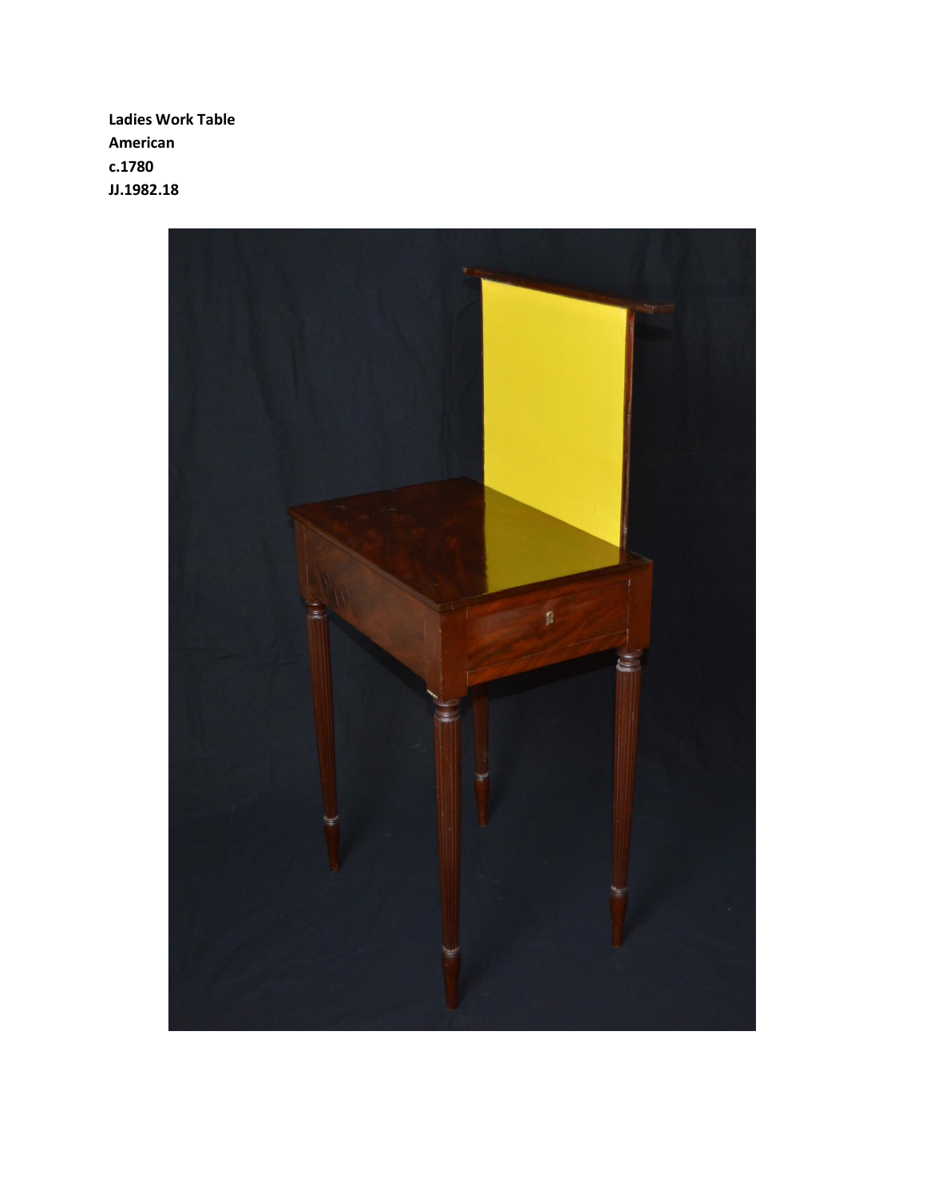**Ladies Work Table**
**American**
**c.1780**
**JJ.1982.18**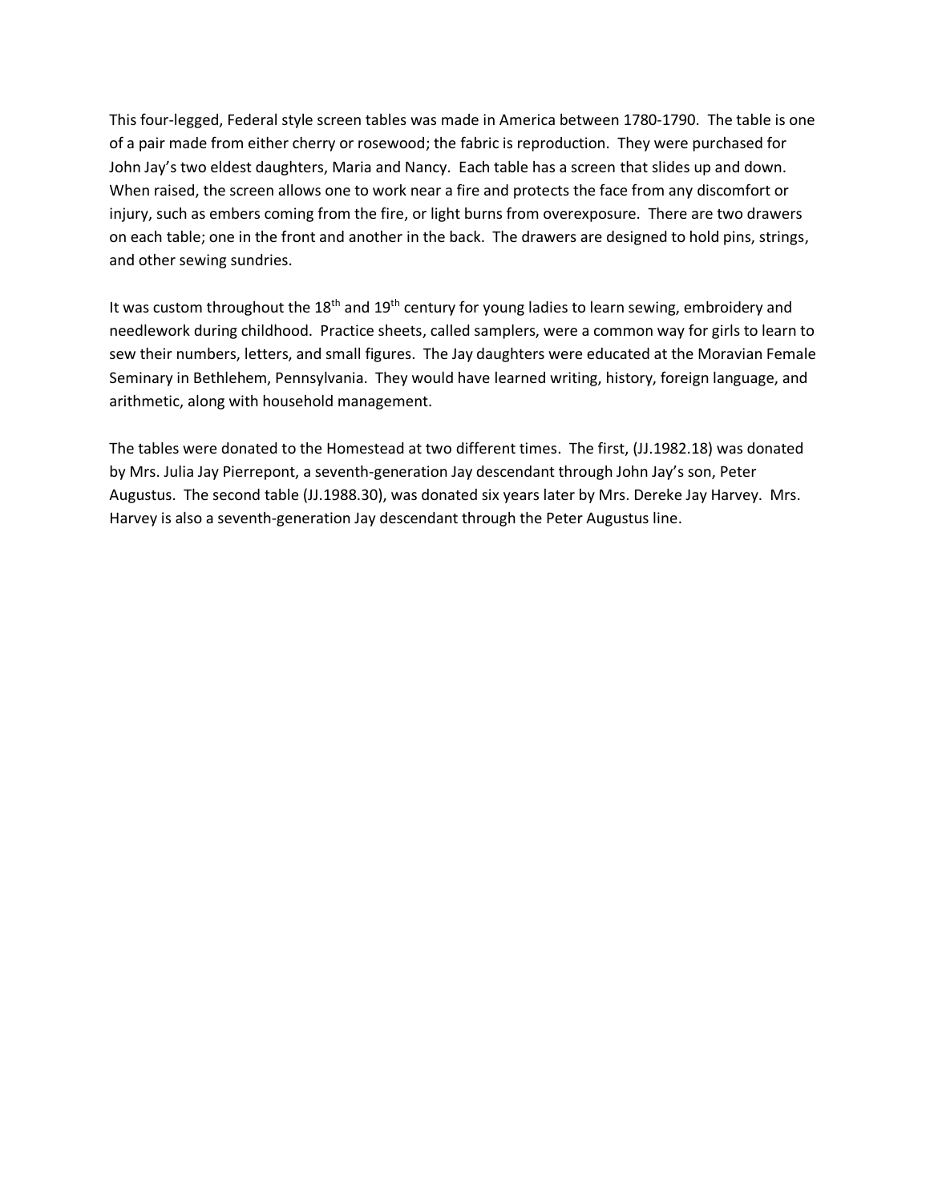This four-legged, Federal style screen tables was made in America between 1780-1790. The table is one of a pair made from either cherry or rosewood; the fabric is reproduction. They were purchased for John Jay's two eldest daughters, Maria and Nancy. Each table has a screen that slides up and down. When raised, the screen allows one to work near a fire and protects the face from any discomfort or injury, such as embers coming from the fire, or light burns from overexposure. There are two drawers on each table; one in the front and another in the back. The drawers are designed to hold pins, strings, and other sewing sundries.

It was custom throughout the 18th and 19th century for young ladies to learn sewing, embroidery and needlework during childhood. Practice sheets, called samplers, were a common way for girls to learn to sew their numbers, letters, and small figures. The Jay daughters were educated at the Moravian Female Seminary in Bethlehem, Pennsylvania. They would have learned writing, history, foreign language, and arithmetic, along with household management.

The tables were donated to the Homestead at two different times. The first, (JJ.1982.18) was donated by Mrs. Julia Jay Pierrepont, a seventh-generation Jay descendant through John Jay's son, Peter Augustus. The second table (JJ.1988.30), was donated six years later by Mrs. Dereke Jay Harvey. Mrs. Harvey is also a seventh-generation Jay descendant through the Peter Augustus line.